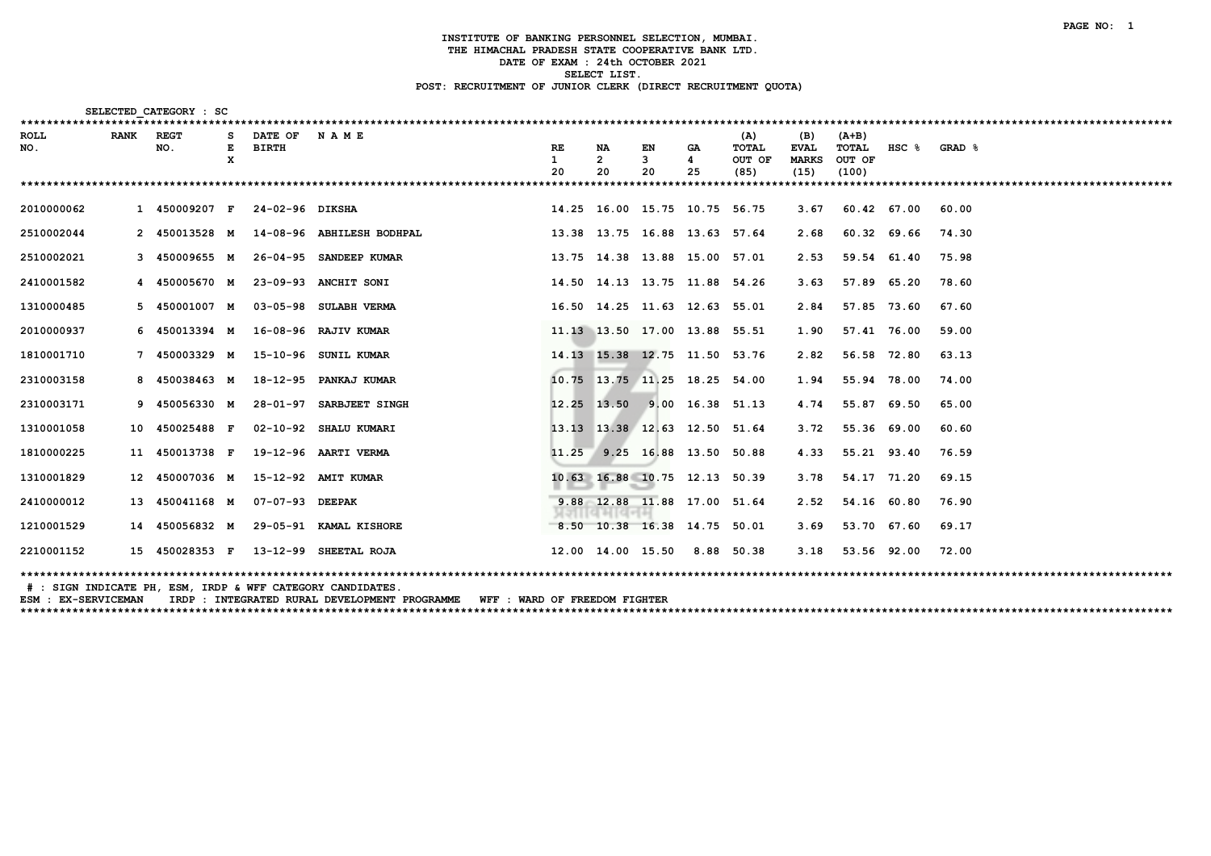# INSTITUTE OF BANKING PERSONNEL SELECTION, MUMBAI.

## THE HIMACHAL PRADESH STATE COOPERATIVE BANK LTD.

DATE OF EXAM : 24th OCTOBER 2021

SELECT LIST.

POST: RECRUITMENT OF JUNIOR CLERK (DIRECT RECRUITMENT QUOTA)

SELECTED_CATEGORY : SC

| ROLL NO. | RANK | REGT NO. | SEX | DATE OF BIRTH | N A M E | RE 1 20 | NA 2 20 | EN 3 20 | GA 4 25 | (A) TOTAL OUT OF (85) | (B) EVAL MARKS (15) | (A+B) TOTAL OUT OF (100) | HSC % | GRAD % |
|---|---|---|---|---|---|---|---|---|---|---|---|---|---|---|
| 2010000062 | 1 | 450009207 | F | 24-02-96 | DIKSHA | 14.25 | 16.00 | 15.75 | 10.75 | 56.75 | 3.67 | 60.42 | 67.00 | 60.00 |
| 2510002044 | 2 | 450013528 | M | 14-08-96 | ABHILESH BODHPAL | 13.38 | 13.75 | 16.88 | 13.63 | 57.64 | 2.68 | 60.32 | 69.66 | 74.30 |
| 2510002021 | 3 | 450009655 | M | 26-04-95 | SANDEEP KUMAR | 13.75 | 14.38 | 13.88 | 15.00 | 57.01 | 2.53 | 59.54 | 61.40 | 75.98 |
| 2410001582 | 4 | 450005670 | M | 23-09-93 | ANCHIT SONI | 14.50 | 14.13 | 13.75 | 11.88 | 54.26 | 3.63 | 57.89 | 65.20 | 78.60 |
| 1310000485 | 5 | 450001007 | M | 03-05-98 | SULABH VERMA | 16.50 | 14.25 | 11.63 | 12.63 | 55.01 | 2.84 | 57.85 | 73.60 | 67.60 |
| 2010000937 | 6 | 450013394 | M | 16-08-96 | RAJIV KUMAR | 11.13 | 13.50 | 17.00 | 13.88 | 55.51 | 1.90 | 57.41 | 76.00 | 59.00 |
| 1810001710 | 7 | 450003329 | M | 15-10-96 | SUNIL KUMAR | 14.13 | 15.38 | 12.75 | 11.50 | 53.76 | 2.82 | 56.58 | 72.80 | 63.13 |
| 2310003158 | 8 | 450038463 | M | 18-12-95 | PANKAJ KUMAR | 10.75 | 13.75 | 11.25 | 18.25 | 54.00 | 1.94 | 55.94 | 78.00 | 74.00 |
| 2310003171 | 9 | 450056330 | M | 28-01-97 | SARBJEET SINGH | 12.25 | 13.50 | 9.00 | 16.38 | 51.13 | 4.74 | 55.87 | 69.50 | 65.00 |
| 1310001058 | 10 | 450025488 | F | 02-10-92 | SHALU KUMARI | 13.13 | 13.38 | 12.63 | 12.50 | 51.64 | 3.72 | 55.36 | 69.00 | 60.60 |
| 1810000225 | 11 | 450013738 | F | 19-12-96 | AARTI VERMA | 11.25 | 9.25 | 16.88 | 13.50 | 50.88 | 4.33 | 55.21 | 93.40 | 76.59 |
| 1310001829 | 12 | 450007036 | M | 15-12-92 | AMIT KUMAR | 10.63 | 16.88 | 10.75 | 12.13 | 50.39 | 3.78 | 54.17 | 71.20 | 69.15 |
| 2410000012 | 13 | 450041168 | M | 07-07-93 | DEEPAK | 9.88 | 12.88 | 11.88 | 17.00 | 51.64 | 2.52 | 54.16 | 60.80 | 76.90 |
| 1210001529 | 14 | 450056832 | M | 29-05-91 | KAMAL KISHORE | 8.50 | 10.38 | 16.38 | 14.75 | 50.01 | 3.69 | 53.70 | 67.60 | 69.17 |
| 2210001152 | 15 | 450028353 | F | 13-12-99 | SHEETAL ROJA | 12.00 | 14.00 | 15.50 | 8.88 | 50.38 | 3.18 | 53.56 | 92.00 | 72.00 |

# : SIGN INDICATE PH, ESM, IRDP & WFF CATEGORY CANDIDATES.

ESM : EX-SERVICEMAN IRDP : INTEGRATED RURAL DEVELOPMENT PROGRAMME WFF : WARD OF FREEDOM FIGHTER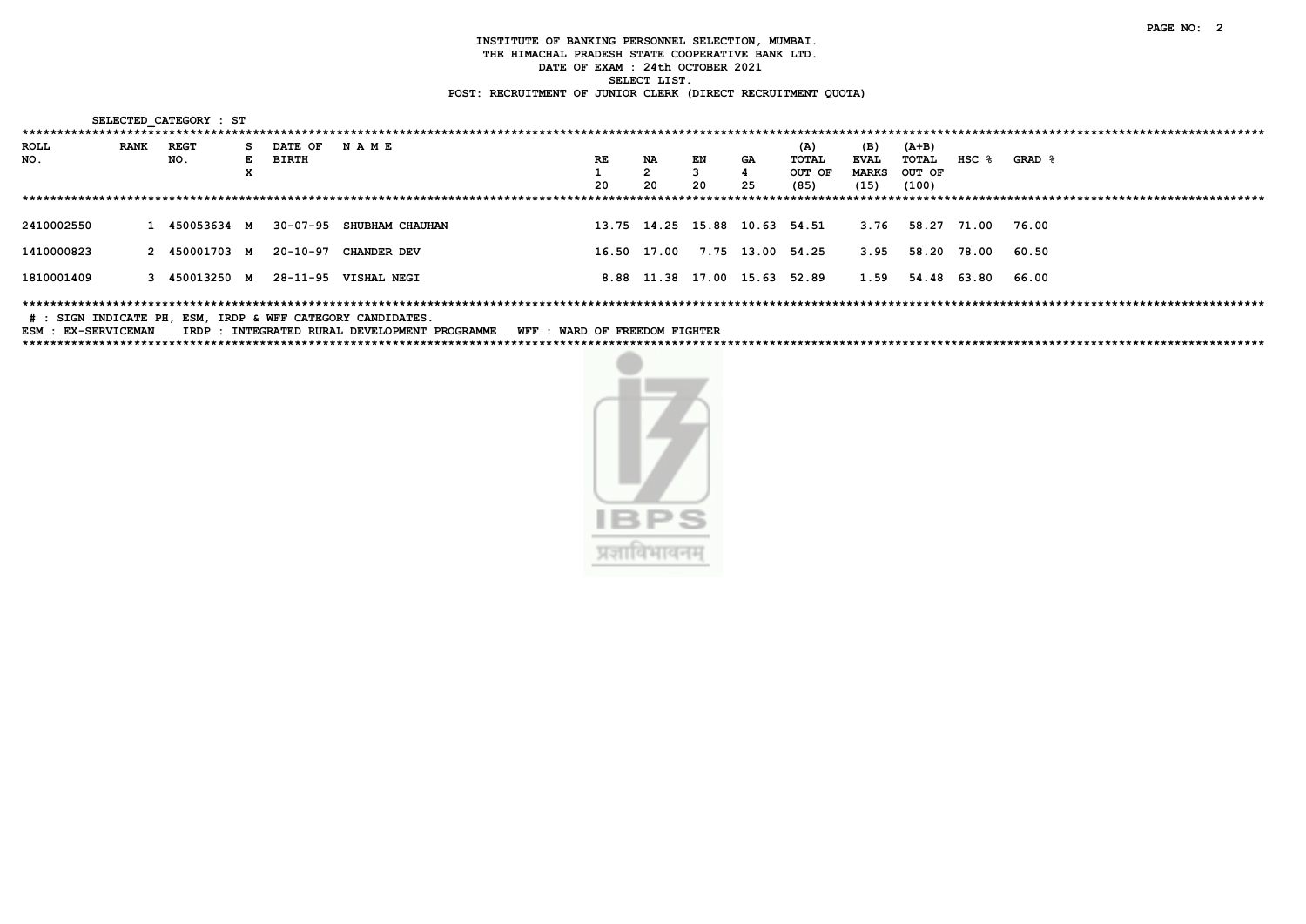**INSTITUTE OF BANKING PERSONNEL SELECTION, MUMBAI.**
**THE HIMACHAL PRADESH STATE COOPERATIVE BANK LTD.**
**DATE OF EXAM : 24th OCTOBER 2021**
**SELECT LIST.**
**POST: RECRUITMENT OF JUNIOR CLERK (DIRECT RECRUITMENT QUOTA)**

SELECTED_CATEGORY : ST

| ROLL NO. | RANK | REGT NO. | SEX | DATE OF BIRTH | N A M E | RE 1 20 | NA 2 20 | EN 3 20 | GA 4 25 | (A) TOTAL OUT OF (85) | (B) EVAL MARKS (15) | (A+B) TOTAL OUT OF (100) | HSC % | GRAD % |
|---|---|---|---|---|---|---|---|---|---|---|---|---|---|---|
| 2410002550 | 1 | 450053634 | M | 30-07-95 | SHUBHAM CHAUHAN | 13.75 | 14.25 | 15.88 | 10.63 | 54.51 | 3.76 | 58.27 | 71.00 | 76.00 |
| 1410000823 | 2 | 450001703 | M | 20-10-97 | CHANDER DEV | 16.50 | 17.00 | 7.75 | 13.00 | 54.25 | 3.95 | 58.20 | 78.00 | 60.50 |
| 1810001409 | 3 | 450013250 | M | 28-11-95 | VISHAL NEGI | 8.88 | 11.38 | 17.00 | 15.63 | 52.89 | 1.59 | 54.48 | 63.80 | 66.00 |

# : SIGN INDICATE PH, ESM, IRDP & WFF CATEGORY CANDIDATES.
ESM : EX-SERVICEMAN    IRDP : INTEGRATED RURAL DEVELOPMENT PROGRAMME    WFF : WARD OF FREEDOM FIGHTER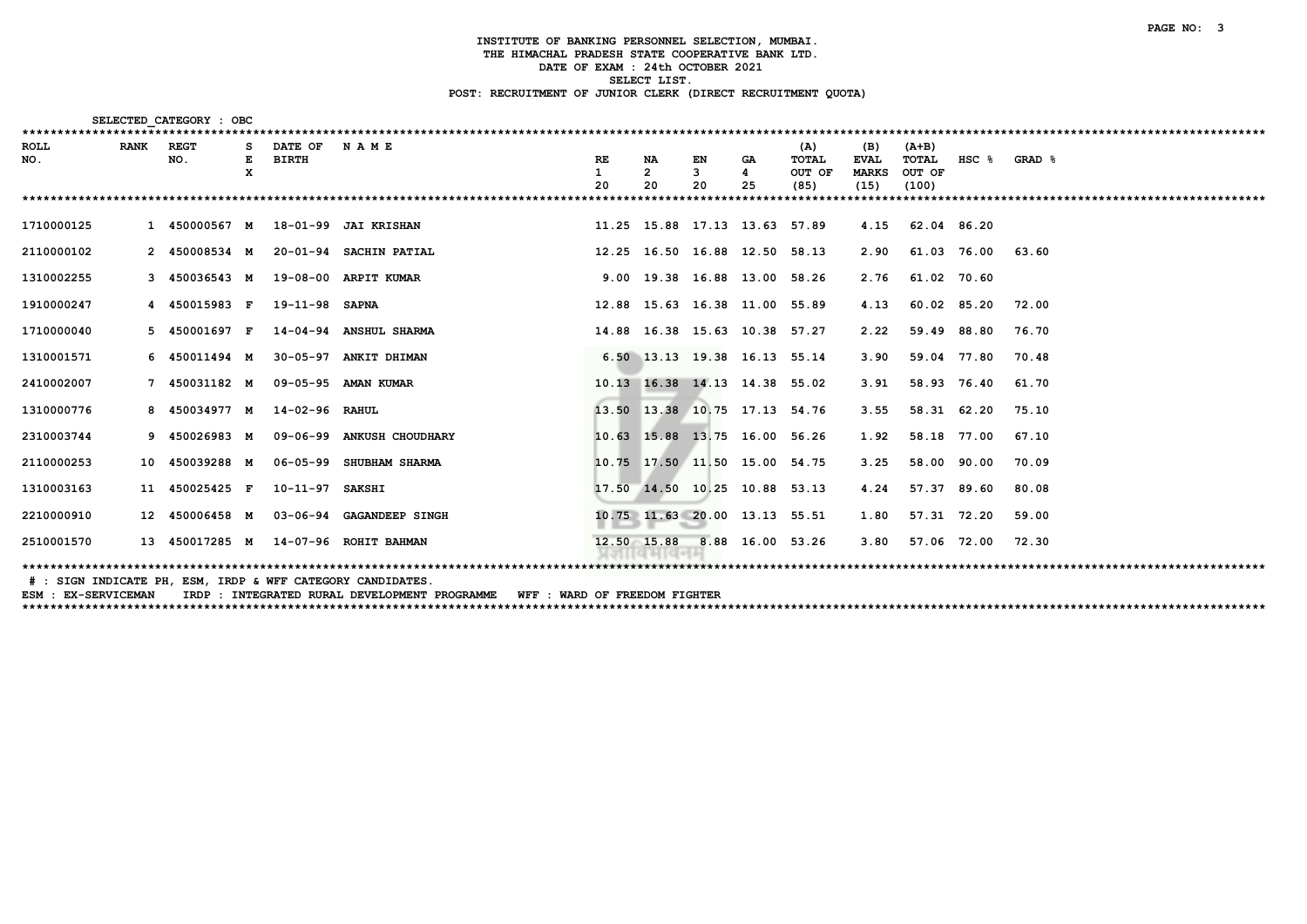**INSTITUTE OF BANKING PERSONNEL SELECTION, MUMBAI.**
**THE HIMACHAL PRADESH STATE COOPERATIVE BANK LTD.**
**DATE OF EXAM : 24th OCTOBER 2021**
**SELECT LIST.**
**POST: RECRUITMENT OF JUNIOR CLERK (DIRECT RECRUITMENT QUOTA)**

SELECTED_CATEGORY : OBC

| ROLL NO. | RANK | REGT NO. | SEX | DATE OF BIRTH | N A M E | RE 1 20 | NA 2 20 | EN 3 20 | GA 4 25 | (A) TOTAL OUT OF (85) | (B) EVAL MARKS (15) | (A+B) TOTAL OUT OF (100) | HSC % | GRAD % |
|---|---|---|---|---|---|---|---|---|---|---|---|---|---|---|
| 1710000125 | 1 | 450000567 | M | 18-01-99 | JAI KRISHAN | 11.25 | 15.88 | 17.13 | 13.63 | 57.89 | 4.15 | 62.04 | 86.20 | |
| 2110000102 | 2 | 450008534 | M | 20-01-94 | SACHIN PATIAL | 12.25 | 16.50 | 16.88 | 12.50 | 58.13 | 2.90 | 61.03 | 76.00 | 63.60 |
| 1310002255 | 3 | 450036543 | M | 19-08-00 | ARPIT KUMAR | 9.00 | 19.38 | 16.88 | 13.00 | 58.26 | 2.76 | 61.02 | 70.60 | |
| 1910000247 | 4 | 450015983 | F | 19-11-98 | SAPNA | 12.88 | 15.63 | 16.38 | 11.00 | 55.89 | 4.13 | 60.02 | 85.20 | 72.00 |
| 1710000040 | 5 | 450001697 | F | 14-04-94 | ANSHUL SHARMA | 14.88 | 16.38 | 15.63 | 10.38 | 57.27 | 2.22 | 59.49 | 88.80 | 76.70 |
| 1310001571 | 6 | 450011494 | M | 30-05-97 | ANKIT DHIMAN | 6.50 | 13.13 | 19.38 | 16.13 | 55.14 | 3.90 | 59.04 | 77.80 | 70.48 |
| 2410002007 | 7 | 450031182 | M | 09-05-95 | AMAN KUMAR | 10.13 | 16.38 | 14.13 | 14.38 | 55.02 | 3.91 | 58.93 | 76.40 | 61.70 |
| 1310000776 | 8 | 450034977 | M | 14-02-96 | RAHUL | 13.50 | 13.38 | 10.75 | 17.13 | 54.76 | 3.55 | 58.31 | 62.20 | 75.10 |
| 2310003744 | 9 | 450026983 | M | 09-06-99 | ANKUSH CHOUDHARY | 10.63 | 15.88 | 13.75 | 16.00 | 56.26 | 1.92 | 58.18 | 77.00 | 67.10 |
| 2110000253 | 10 | 450039288 | M | 06-05-99 | SHUBHAM SHARMA | 10.75 | 17.50 | 11.50 | 15.00 | 54.75 | 3.25 | 58.00 | 90.00 | 70.09 |
| 1310003163 | 11 | 450025425 | F | 10-11-97 | SAKSHI | 17.50 | 14.50 | 10.25 | 10.88 | 53.13 | 4.24 | 57.37 | 89.60 | 80.08 |
| 2210000910 | 12 | 450006458 | M | 03-06-94 | GAGANDEEP SINGH | 10.75 | 11.63 | 20.00 | 13.13 | 55.51 | 1.80 | 57.31 | 72.20 | 59.00 |
| 2510001570 | 13 | 450017285 | M | 14-07-96 | ROHIT BAHMAN | 12.50 | 15.88 | 8.88 | 16.00 | 53.26 | 3.80 | 57.06 | 72.00 | 72.30 |

# : SIGN INDICATE PH, ESM, IRDP & WFF CATEGORY CANDIDATES.
ESM : EX-SERVICEMAN    IRDP : INTEGRATED RURAL DEVELOPMENT PROGRAMME    WFF : WARD OF FREEDOM FIGHTER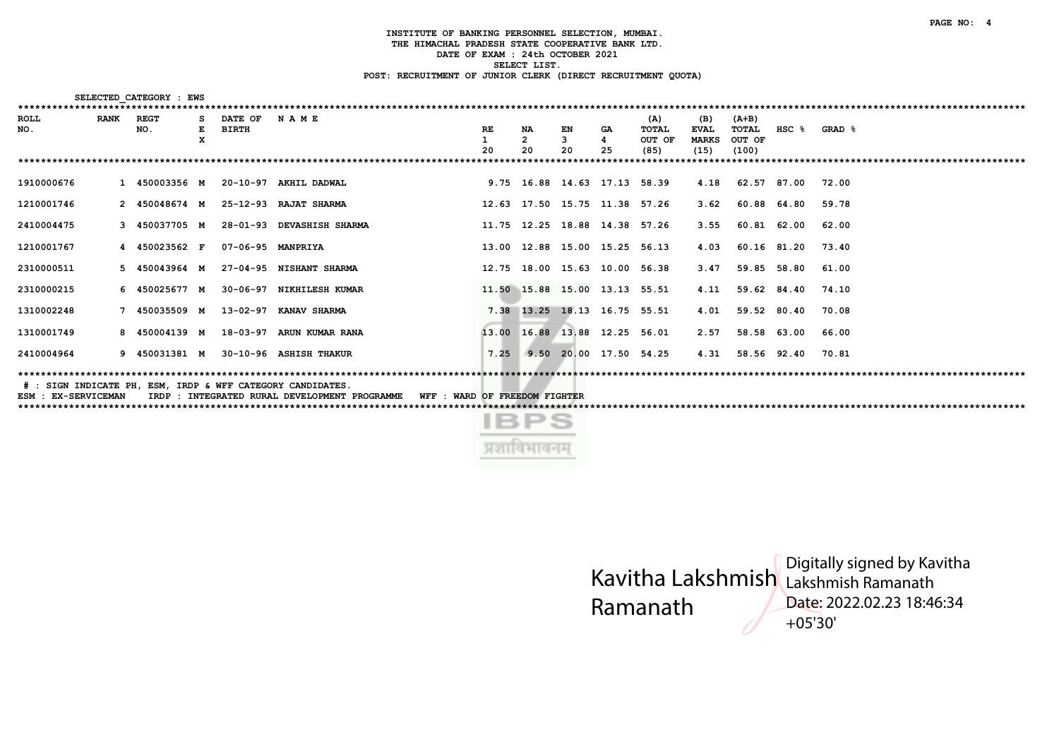INSTITUTE OF BANKING PERSONNEL SELECTION, MUMBAI.
THE HIMACHAL PRADESH STATE COOPERATIVE BANK LTD.
DATE OF EXAM : 24th OCTOBER 2021
SELECT LIST.
POST: RECRUITMENT OF JUNIOR CLERK (DIRECT RECRUITMENT QUOTA)

SELECTED_CATEGORY : EWS

| ROLL NO. | RANK | REGT NO. | SEX | DATE OF BIRTH | N A M E | RE 1 20 | NA 2 20 | EN 3 20 | GA 4 25 | (A) TOTAL OUT OF (85) | (B) EVAL MARKS (15) | (A+B) TOTAL OUT OF (100) | HSC % | GRAD % |
|---|---|---|---|---|---|---|---|---|---|---|---|---|---|---|
| 1910000676 | 1 | 450003356 | M | 20-10-97 | AKHIL DADWAL | 9.75 | 16.88 | 14.63 | 17.13 | 58.39 | 4.18 | 62.57 | 87.00 | 72.00 |
| 1210001746 | 2 | 450048674 | M | 25-12-93 | RAJAT SHARMA | 12.63 | 17.50 | 15.75 | 11.38 | 57.26 | 3.62 | 60.88 | 64.80 | 59.78 |
| 2410004475 | 3 | 450037705 | M | 28-01-93 | DEVASHISH SHARMA | 11.75 | 12.25 | 18.88 | 14.38 | 57.26 | 3.55 | 60.81 | 62.00 | 62.00 |
| 1210001767 | 4 | 450023562 | F | 07-06-95 | MANPRIYA | 13.00 | 12.88 | 15.00 | 15.25 | 56.13 | 4.03 | 60.16 | 81.20 | 73.40 |
| 2310000511 | 5 | 450043964 | M | 27-04-95 | NISHANT SHARMA | 12.75 | 18.00 | 15.63 | 10.00 | 56.38 | 3.47 | 59.85 | 58.80 | 61.00 |
| 2310000215 | 6 | 450025677 | M | 30-06-97 | NIKHILESH KUMAR | 11.50 | 15.88 | 15.00 | 13.13 | 55.51 | 4.11 | 59.62 | 84.40 | 74.10 |
| 1310002248 | 7 | 450035509 | M | 13-02-97 | KANAV SHARMA | 7.38 | 13.25 | 18.13 | 16.75 | 55.51 | 4.01 | 59.52 | 80.40 | 70.08 |
| 1310001749 | 8 | 450004139 | M | 18-03-97 | ARUN KUMAR RANA | 13.00 | 16.88 | 13.88 | 12.25 | 56.01 | 2.57 | 58.58 | 63.00 | 66.00 |
| 2410004964 | 9 | 450031381 | M | 30-10-96 | ASHISH THAKUR | 7.25 | 9.50 | 20.00 | 17.50 | 54.25 | 4.31 | 58.56 | 92.40 | 70.81 |

# : SIGN INDICATE PH, ESM, IRDP & WFF CATEGORY CANDIDATES.
ESM : EX-SERVICEMAN IRDP : INTEGRATED RURAL DEVELOPMENT PROGRAMME WFF : WARD OF FREEDOM FIGHTER

Kavitha Lakshmish Ramanath

Digitally signed by Kavitha Lakshmish Ramanath
Date: 2022.02.23 18:46:34 +05'30'